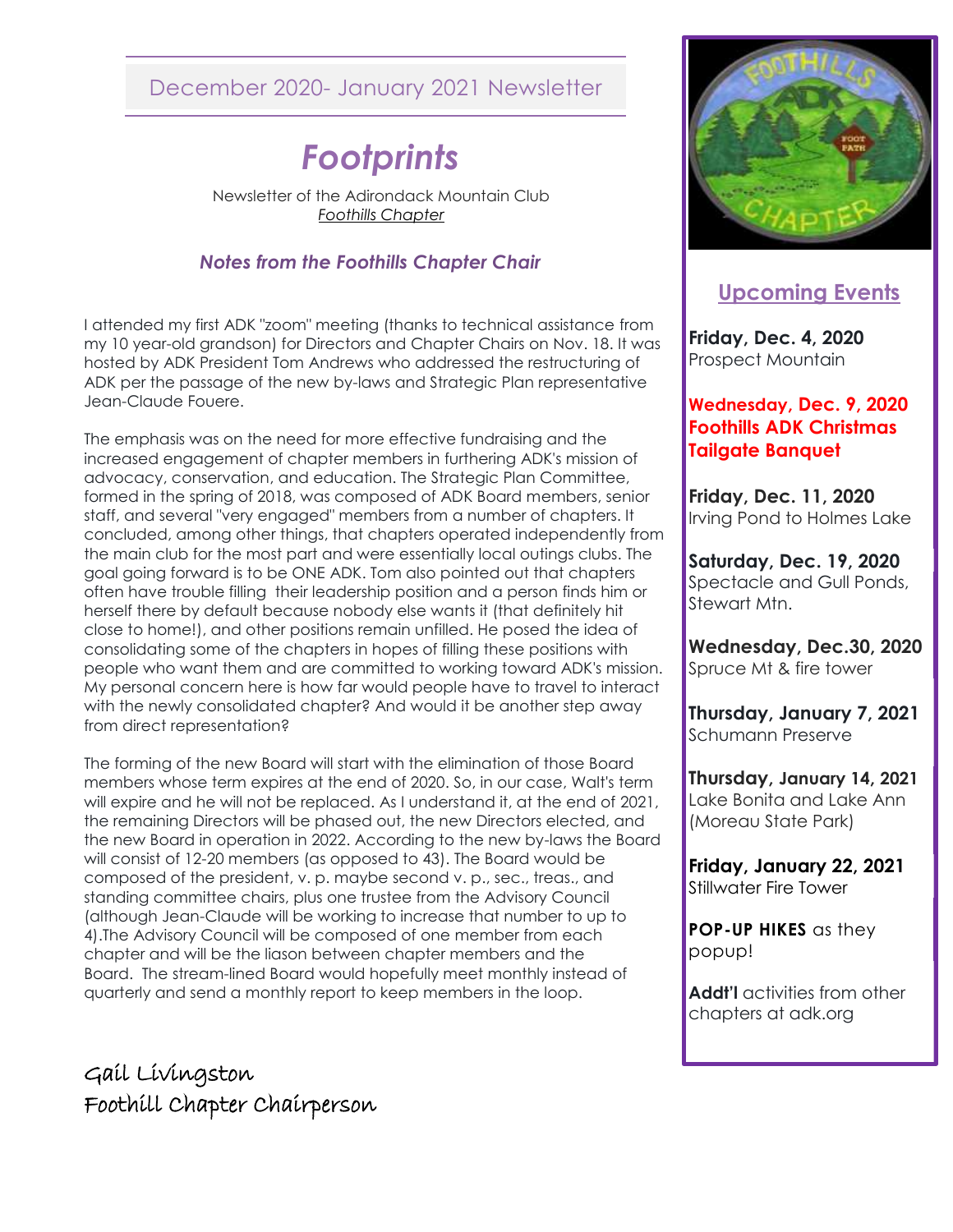December 2020- January 2021 Newsletter

# *Footprints*

Newsletter of the Adirondack Mountain Club
*Foothills Chapter*

### *Notes from the Foothills Chapter Chair*

I attended my first ADK "zoom" meeting (thanks to technical assistance from my 10 year-old grandson) for Directors and Chapter Chairs on Nov. 18. It was hosted by ADK President Tom Andrews who addressed the restructuring of ADK per the passage of the new by-laws and Strategic Plan representative Jean-Claude Fouere.

The emphasis was on the need for more effective fundraising and the increased engagement of chapter members in furthering ADK's mission of advocacy, conservation, and education. The Strategic Plan Committee, formed in the spring of 2018, was composed of ADK Board members, senior staff, and several "very engaged" members from a number of chapters. It concluded, among other things, that chapters operated independently from the main club for the most part and were essentially local outings clubs. The goal going forward is to be ONE ADK. Tom also pointed out that chapters often have trouble filling their leadership position and a person finds him or herself there by default because nobody else wants it (that definitely hit close to home!), and other positions remain unfilled. He posed the idea of consolidating some of the chapters in hopes of filling these positions with people who want them and are committed to working toward ADK's mission. My personal concern here is how far would people have to travel to interact with the newly consolidated chapter? And would it be another step away from direct representation?

The forming of the new Board will start with the elimination of those Board members whose term expires at the end of 2020. So, in our case, Walt's term will expire and he will not be replaced. As I understand it, at the end of 2021, the remaining Directors will be phased out, the new Directors elected, and the new Board in operation in 2022. According to the new by-laws the Board will consist of 12-20 members (as opposed to 43). The Board would be composed of the president, v. p. maybe second v. p., sec., treas., and standing committee chairs, plus one trustee from the Advisory Council (although Jean-Claude will be working to increase that number to up to 4).The Advisory Council will be composed of one member from each chapter and will be the liason between chapter members and the Board. The stream-lined Board would hopefully meet monthly instead of quarterly and send a monthly report to keep members in the loop.

Gail Livingston
Foothill Chapter Chairperson

## Upcoming Events

**Friday, Dec. 4, 2020**
Prospect Mountain

**Wednesday, Dec. 9, 2020**
**Foothills ADK Christmas Tailgate Banquet**

**Friday, Dec. 11, 2020**
Irving Pond to Holmes Lake

**Saturday, Dec. 19, 2020**
Spectacle and Gull Ponds, Stewart Mtn.

**Wednesday, Dec.30, 2020**
Spruce Mt & fire tower

**Thursday, January 7, 2021**
Schumann Preserve

**Thursday, January 14, 2021**
Lake Bonita and Lake Ann (Moreau State Park)

**Friday, January 22, 2021**
Stillwater Fire Tower

**POP-UP HIKES** as they popup!

**Addt'l** activities from other chapters at adk.org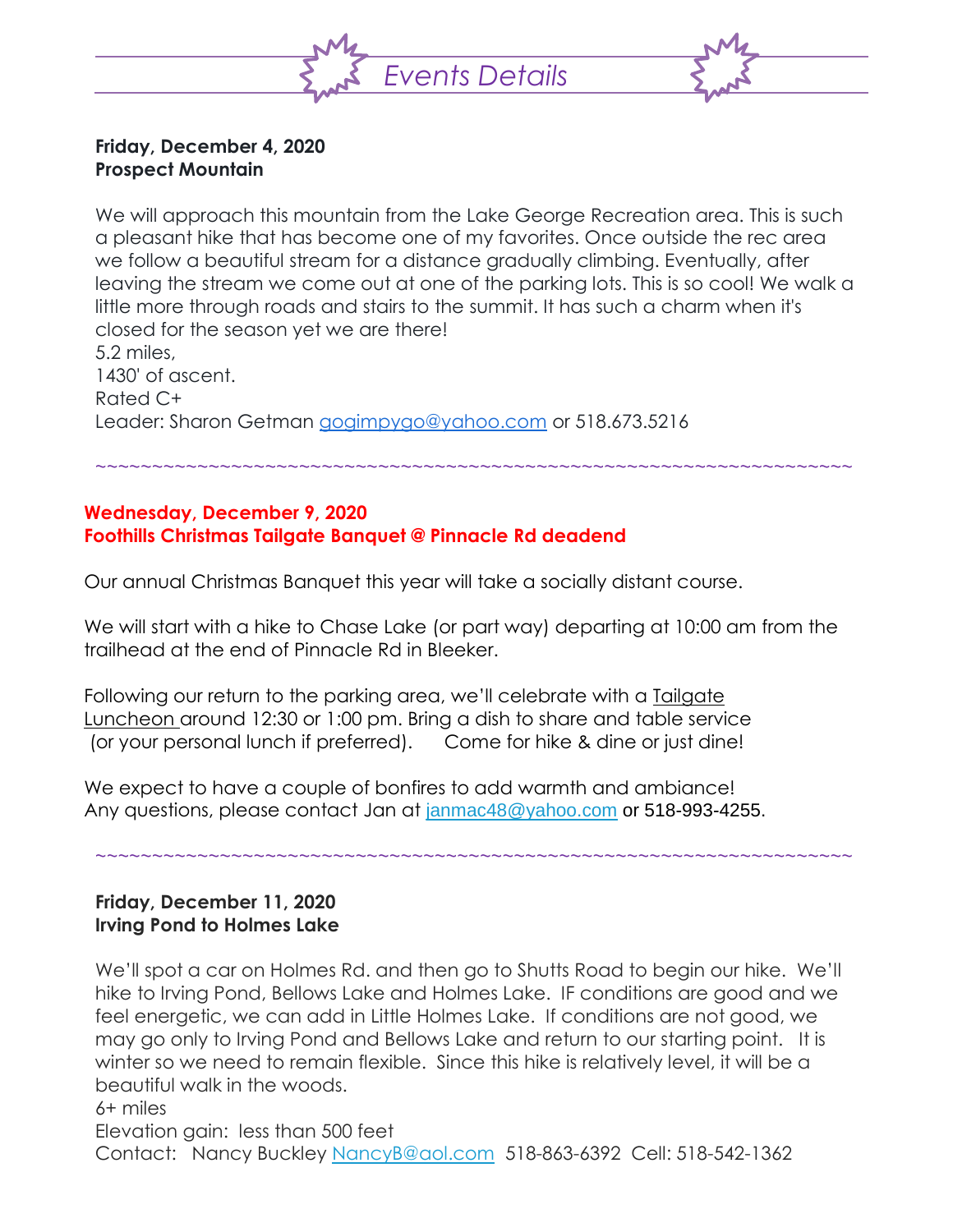# *Events Details*

**Friday, December 4, 2020**
**Prospect Mountain**

We will approach this mountain from the Lake George Recreation area. This is such a pleasant hike that has become one of my favorites. Once outside the rec area we follow a beautiful stream for a distance gradually climbing. Eventually, after leaving the stream we come out at one of the parking lots. This is so cool! We walk a little more through roads and stairs to the summit. It has such a charm when it's closed for the season yet we are there!
5.2 miles,
1430' of ascent.
Rated C+
Leader: Sharon Getman gogimpygo@yahoo.com or 518.673.5216

~~~~~~~~~~~~~~~~~~~~~~~~~~~~~~~~~~~~~~~~~~~~~~~~~~~~~~~~~~~~~~~~~~~~~~

**Wednesday, December 9, 2020**
**Foothills Christmas Tailgate Banquet @ Pinnacle Rd deadend**

Our annual Christmas Banquet this year will take a socially distant course.

We will start with a hike to Chase Lake (or part way) departing at 10:00 am from the trailhead at the end of Pinnacle Rd in Bleeker.

Following our return to the parking area, we'll celebrate with a Tailgate Luncheon around 12:30 or 1:00 pm. Bring a dish to share and table service (or your personal lunch if preferred).    Come for hike & dine or just dine!

We expect to have a couple of bonfires to add warmth and ambiance!
Any questions, please contact Jan at janmac48@yahoo.com or 518-993-4255.

~~~~~~~~~~~~~~~~~~~~~~~~~~~~~~~~~~~~~~~~~~~~~~~~~~~~~~~~~~~~~~~~~~~~~~

**Friday, December 11, 2020**
**Irving Pond to Holmes Lake**

We'll spot a car on Holmes Rd. and then go to Shutts Road to begin our hike. We'll hike to Irving Pond, Bellows Lake and Holmes Lake. IF conditions are good and we feel energetic, we can add in Little Holmes Lake. If conditions are not good, we may go only to Irving Pond and Bellows Lake and return to our starting point. It is winter so we need to remain flexible. Since this hike is relatively level, it will be a beautiful walk in the woods.
6+ miles
Elevation gain: less than 500 feet
Contact: Nancy Buckley NancyB@aol.com 518-863-6392 Cell: 518-542-1362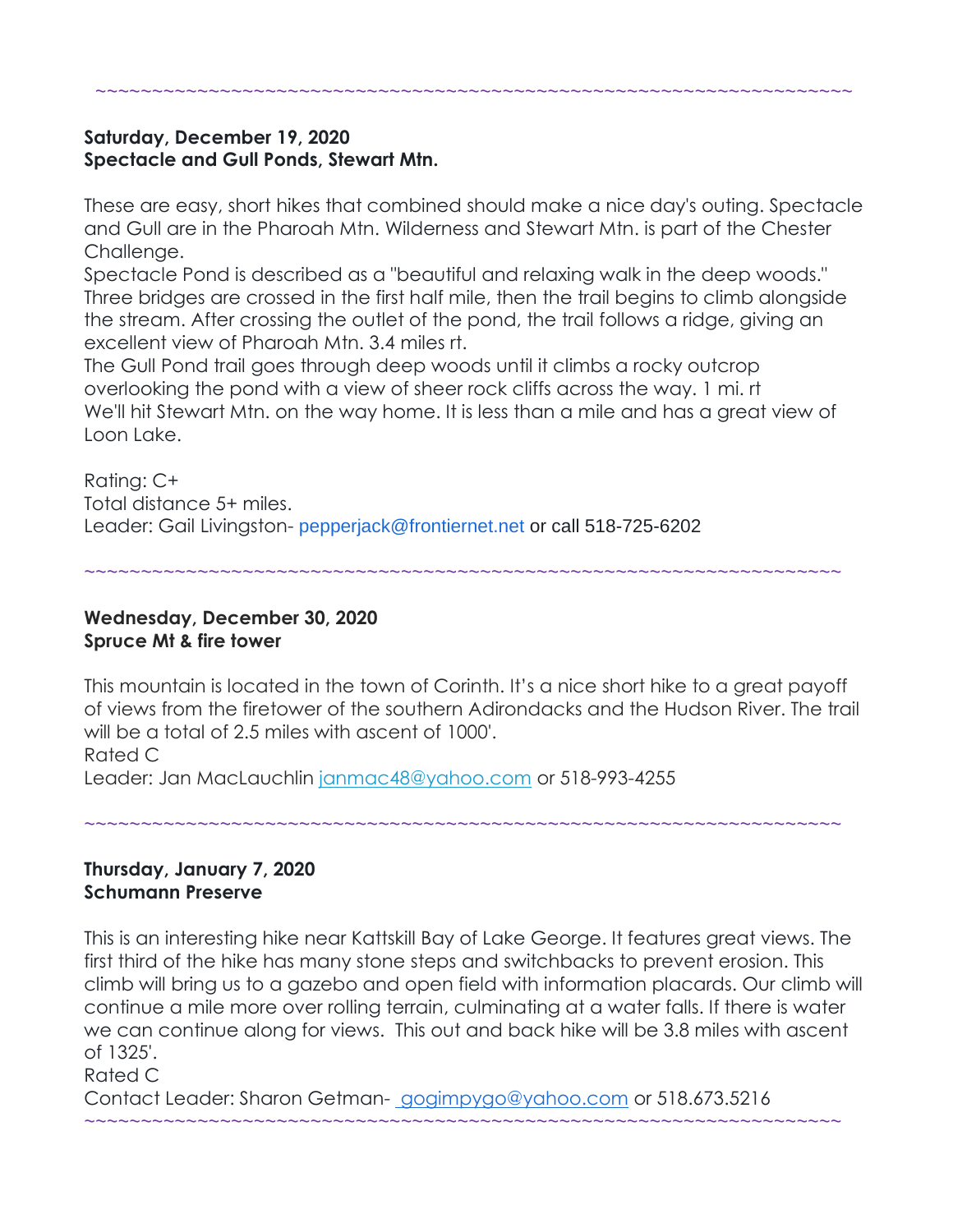~~~~~~~~~~~~~~~~~~~~~~~~~~~~~~~~~~~~~~~~~~~~~~~~~~~~~~~~~~~~~~~~~~~~~~

**Saturday, December 19, 2020**
**Spectacle and Gull Ponds, Stewart Mtn.**

These are easy, short hikes that combined should make a nice day's outing. Spectacle and Gull are in the Pharoah Mtn. Wilderness and Stewart Mtn. is part of the Chester Challenge.
Spectacle Pond is described as a "beautiful and relaxing walk in the deep woods." Three bridges are crossed in the first half mile, then the trail begins to climb alongside the stream. After crossing the outlet of the pond, the trail follows a ridge, giving an excellent view of Pharoah Mtn. 3.4 miles rt.
The Gull Pond trail goes through deep woods until it climbs a rocky outcrop overlooking the pond with a view of sheer rock cliffs across the way. 1 mi. rt
We'll hit Stewart Mtn. on the way home. It is less than a mile and has a great view of Loon Lake.

Rating: C+
Total distance 5+ miles.
Leader: Gail Livingston- pepperjack@frontiernet.net or call 518-725-6202

~~~~~~~~~~~~~~~~~~~~~~~~~~~~~~~~~~~~~~~~~~~~~~~~~~~~~~~~~~~~~~~~~~~~~~

**Wednesday, December 30, 2020**
**Spruce Mt & fire tower**

This mountain is located in the town of Corinth. It's a nice short hike to a great payoff of views from the firetower of the southern Adirondacks and the Hudson River. The trail will be a total of 2.5 miles with ascent of 1000'.
Rated C
Leader: Jan MacLauchlin janmac48@yahoo.com or 518-993-4255

~~~~~~~~~~~~~~~~~~~~~~~~~~~~~~~~~~~~~~~~~~~~~~~~~~~~~~~~~~~~~~~~~~~~~~

**Thursday, January 7, 2020**
**Schumann Preserve**

This is an interesting hike near Kattskill Bay of Lake George. It features great views. The first third of the hike has many stone steps and switchbacks to prevent erosion. This climb will bring us to a gazebo and open field with information placards. Our climb will continue a mile more over rolling terrain, culminating at a water falls. If there is water we can continue along for views. This out and back hike will be 3.8 miles with ascent of 1325'.
Rated C
Contact Leader: Sharon Getman- gogimpygo@yahoo.com or 518.673.5216

~~~~~~~~~~~~~~~~~~~~~~~~~~~~~~~~~~~~~~~~~~~~~~~~~~~~~~~~~~~~~~~~~~~~~~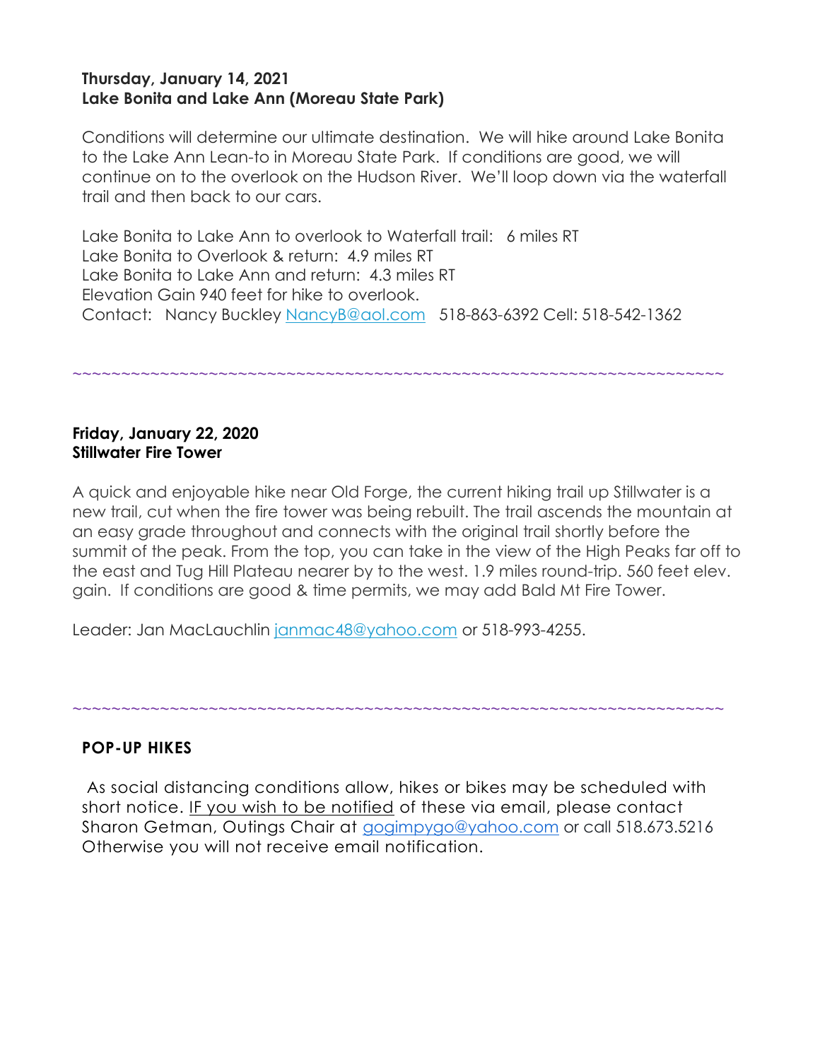**Thursday, January 14, 2021**
**Lake Bonita and Lake Ann (Moreau State Park)**

Conditions will determine our ultimate destination. We will hike around Lake Bonita to the Lake Ann Lean-to in Moreau State Park. If conditions are good, we will continue on to the overlook on the Hudson River. We'll loop down via the waterfall trail and then back to our cars.

Lake Bonita to Lake Ann to overlook to Waterfall trail: 6 miles RT
Lake Bonita to Overlook & return: 4.9 miles RT
Lake Bonita to Lake Ann and return: 4.3 miles RT
Elevation Gain 940 feet for hike to overlook.
Contact: Nancy Buckley NancyB@aol.com 518-863-6392 Cell: 518-542-1362

~~~~~~~~~~~~~~~~~~~~~~~~~~~~~~~~~~~~~~~~~~~~~~~~~~~~~~~~~~~~~~~~~~~~~~~~

**Friday, January 22, 2020**
**Stillwater Fire Tower**

A quick and enjoyable hike near Old Forge, the current hiking trail up Stillwater is a new trail, cut when the fire tower was being rebuilt. The trail ascends the mountain at an easy grade throughout and connects with the original trail shortly before the summit of the peak. From the top, you can take in the view of the High Peaks far off to the east and Tug Hill Plateau nearer by to the west. 1.9 miles round-trip. 560 feet elev. gain. If conditions are good & time permits, we may add Bald Mt Fire Tower.

Leader: Jan MacLauchlin janmac48@yahoo.com or 518-993-4255.

~~~~~~~~~~~~~~~~~~~~~~~~~~~~~~~~~~~~~~~~~~~~~~~~~~~~~~~~~~~~~~~~~~~~~~~~

**POP-UP HIKES**

As social distancing conditions allow, hikes or bikes may be scheduled with short notice. IF you wish to be notified of these via email, please contact Sharon Getman, Outings Chair at gogimpygo@yahoo.com or call 518.673.5216 Otherwise you will not receive email notification.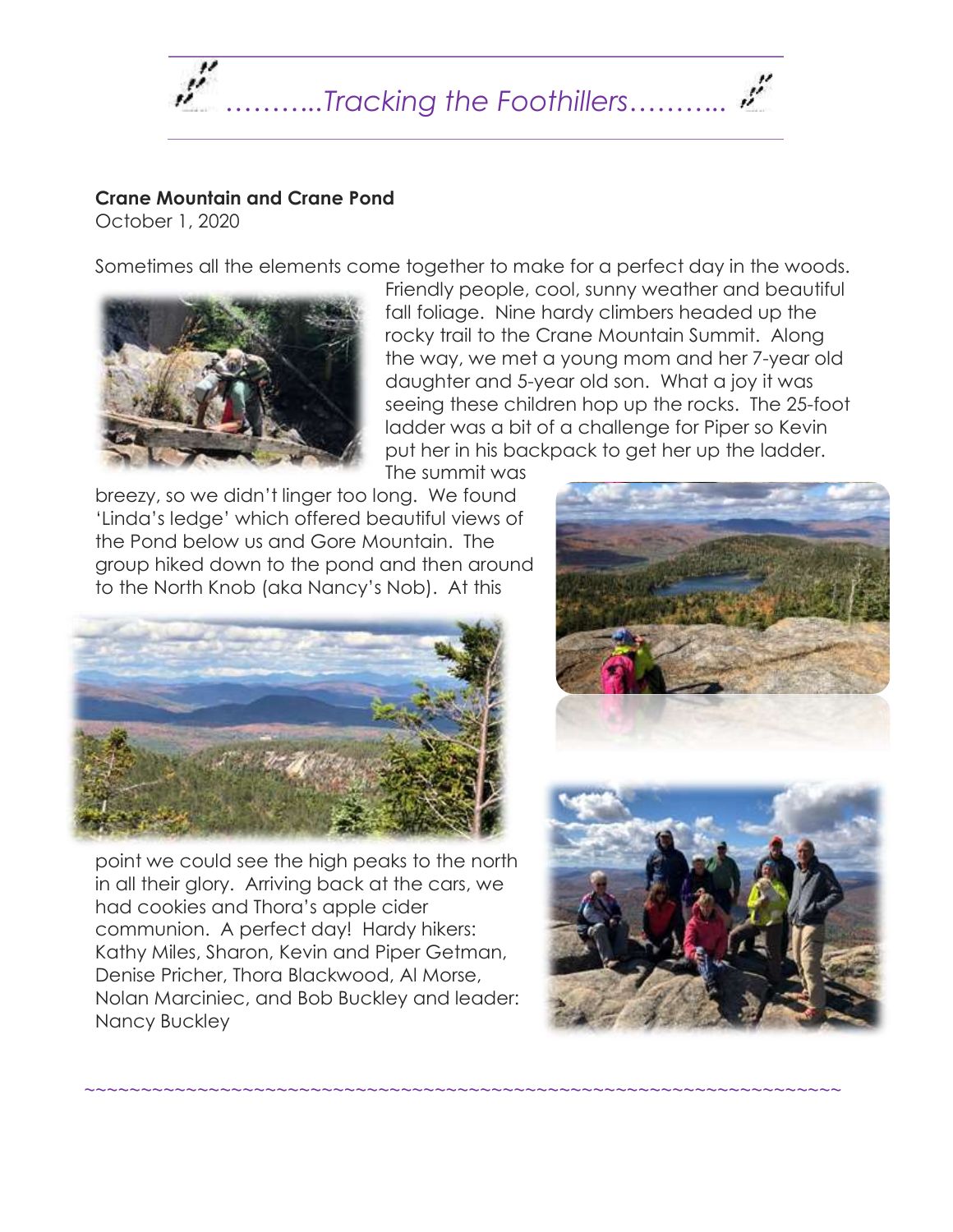*...........Tracking the Foothillers...........*

**Crane Mountain and Crane Pond**
October 1, 2020

Sometimes all the elements come together to make for a perfect day in the woods. Friendly people, cool, sunny weather and beautiful fall foliage. Nine hardy climbers headed up the rocky trail to the Crane Mountain Summit. Along the way, we met a young mom and her 7-year old daughter and 5-year old son. What a joy it was seeing these children hop up the rocks. The 25-foot ladder was a bit of a challenge for Piper so Kevin put her in his backpack to get her up the ladder. The summit was breezy, so we didn't linger too long. We found 'Linda's ledge' which offered beautiful views of the Pond below us and Gore Mountain. The group hiked down to the pond and then around to the North Knob (aka Nancy's Nob). At this point we could see the high peaks to the north in all their glory. Arriving back at the cars, we had cookies and Thora's apple cider communion. A perfect day! Hardy hikers: Kathy Miles, Sharon, Kevin and Piper Getman, Denise Pricher, Thora Blackwood, Al Morse, Nolan Marciniec, and Bob Buckley and leader: Nancy Buckley

~~~~~~~~~~~~~~~~~~~~~~~~~~~~~~~~~~~~~~~~~~~~~~~~~~~~~~~~~~~~~~~~~~~~~~~~~~~~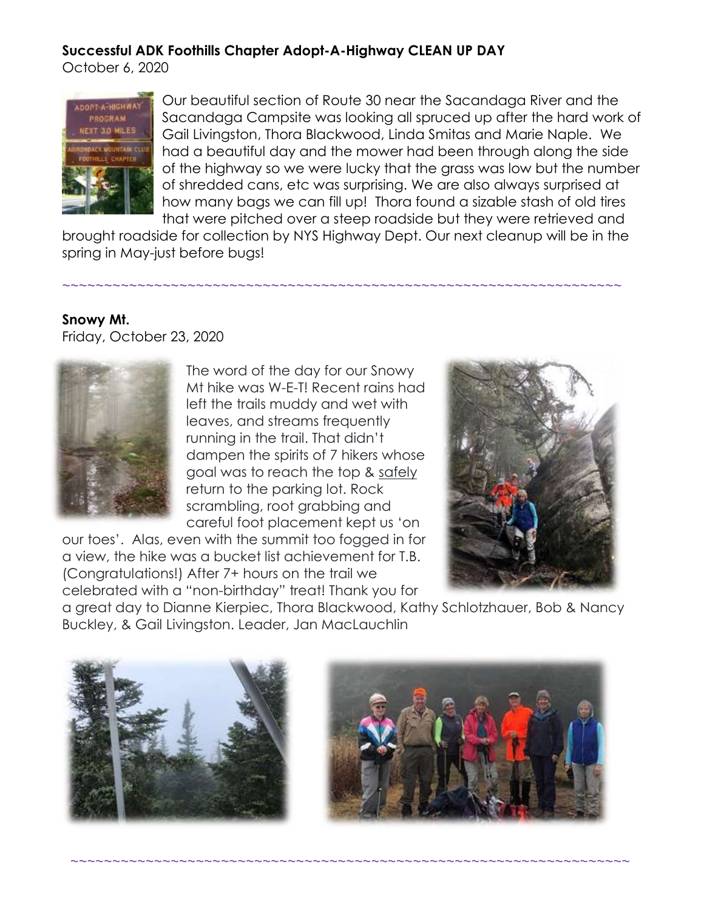**Successful ADK Foothills Chapter Adopt-A-Highway CLEAN UP DAY**
October 6, 2020

Our beautiful section of Route 30 near the Sacandaga River and the Sacandaga Campsite was looking all spruced up after the hard work of Gail Livingston, Thora Blackwood, Linda Smitas and Marie Naple. We had a beautiful day and the mower had been through along the side of the highway so we were lucky that the grass was low but the number of shredded cans, etc was surprising. We are also always surprised at how many bags we can fill up! Thora found a sizable stash of old tires that were pitched over a steep roadside but they were retrieved and brought roadside for collection by NYS Highway Dept. Our next cleanup will be in the spring in May-just before bugs!

~~~~~~~~~~~~~~~~~~~~~~~~~~~~~~~~~~~~~~~~~~~~~~~~~~~~~~~~~~~~~~~~~~~~~~

**Snowy Mt.**
Friday, October 23, 2020

The word of the day for our Snowy Mt hike was W-E-T! Recent rains had left the trails muddy and wet with leaves, and streams frequently running in the trail. That didn't dampen the spirits of 7 hikers whose goal was to reach the top & <u>safely</u> return to the parking lot. Rock scrambling, root grabbing and careful foot placement kept us 'on our toes'. Alas, even with the summit too fogged in for a view, the hike was a bucket list achievement for T.B. (Congratulations!) After 7+ hours on the trail we celebrated with a "non-birthday" treat! Thank you for a great day to Dianne Kierpiec, Thora Blackwood, Kathy Schlotzhauer, Bob & Nancy Buckley, & Gail Livingston. Leader, Jan MacLauchlin

~~~~~~~~~~~~~~~~~~~~~~~~~~~~~~~~~~~~~~~~~~~~~~~~~~~~~~~~~~~~~~~~~~~~~~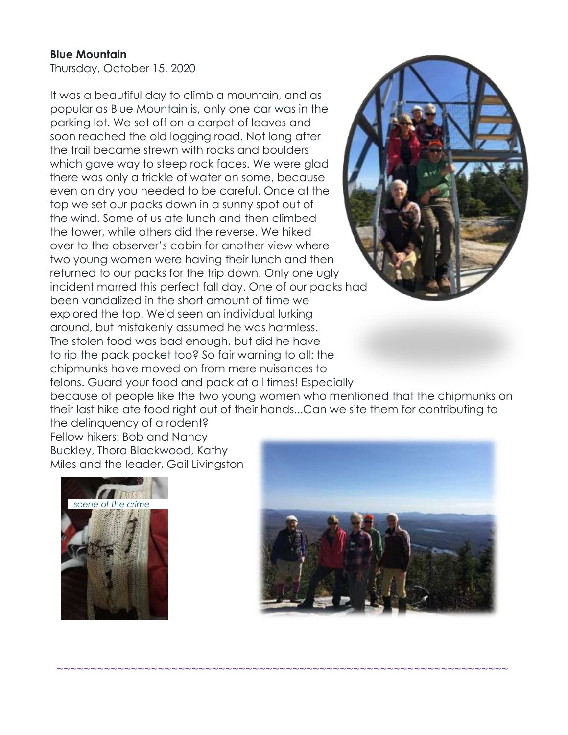**Blue Mountain**

Thursday, October 15, 2020

It was a beautiful day to climb a mountain, and as popular as Blue Mountain is, only one car was in the parking lot. We set off on a carpet of leaves and soon reached the old logging road. Not long after the trail became strewn with rocks and boulders which gave way to steep rock faces. We were glad there was only a trickle of water on some, because even on dry you needed to be careful. Once at the top we set our packs down in a sunny spot out of the wind. Some of us ate lunch and then climbed the tower, while others did the reverse. We hiked over to the observer's cabin for another view where two young women were having their lunch and then returned to our packs for the trip down. Only one ugly incident marred this perfect fall day. One of our packs had been vandalized in the short amount of time we explored the top. We'd seen an individual lurking around, but mistakenly assumed he was harmless. The stolen food was bad enough, but did he have to rip the pack pocket too? So fair warning to all: the chipmunks have moved on from mere nuisances to felons. Guard your food and pack at all times! Especially because of people like the two young women who mentioned that the chipmunks on their last hike ate food right out of their hands...Can we site them for contributing to the delinquency of a rodent?

Fellow hikers: Bob and Nancy Buckley, Thora Blackwood, Kathy Miles and the leader, Gail Livingston

*scene of the crime*

~~~~~~~~~~~~~~~~~~~~~~~~~~~~~~~~~~~~~~~~~~~~~~~~~~~~~~~~~~~~~~~~~~~~~~~~~~~~~~~~~~~~~~~~~~~~~~~~~~~~~~~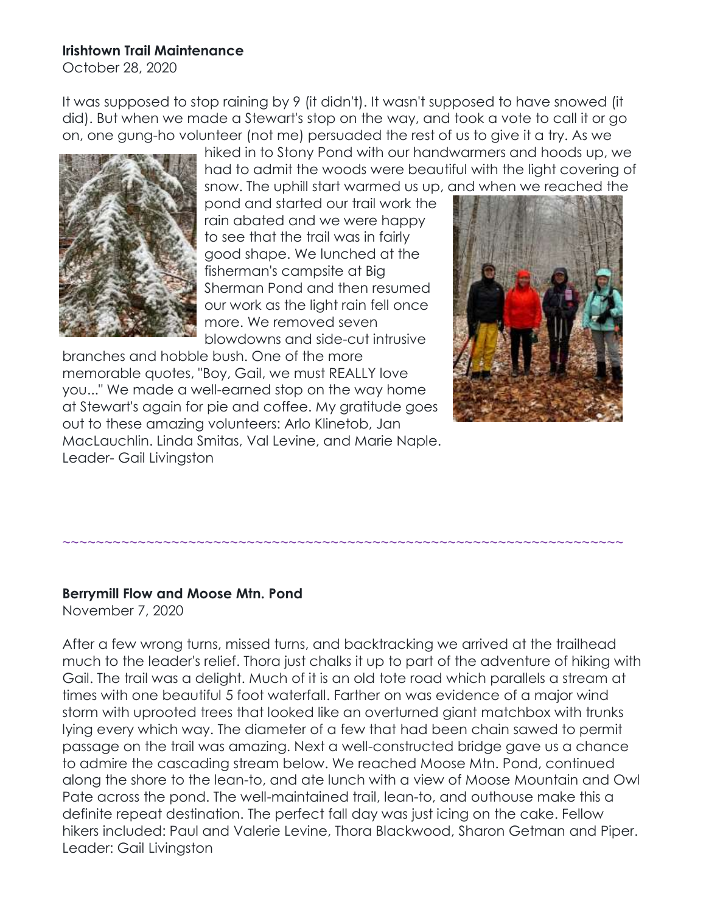**Irishtown Trail Maintenance**
October 28, 2020

It was supposed to stop raining by 9 (it didn't). It wasn't supposed to have snowed (it did). But when we made a Stewart's stop on the way, and took a vote to call it or go on, one gung-ho volunteer (not me) persuaded the rest of us to give it a try. As we hiked in to Stony Pond with our handwarmers and hoods up, we had to admit the woods were beautiful with the light covering of snow. The uphill start warmed us up, and when we reached the pond and started our trail work the rain abated and we were happy to see that the trail was in fairly good shape. We lunched at the fisherman's campsite at Big Sherman Pond and then resumed our work as the light rain fell once more. We removed seven blowdowns and side-cut intrusive branches and hobble bush. One of the more memorable quotes, "Boy, Gail, we must REALLY love you..." We made a well-earned stop on the way home at Stewart's again for pie and coffee. My gratitude goes out to these amazing volunteers: Arlo Klinetob, Jan MacLauchlin. Linda Smitas, Val Levine, and Marie Naple.
Leader- Gail Livingston

~~~~~~~~~~~~~~~~~~~~~~~~~~~~~~~~~~~~~~~~~~~~~~~~~~~~~~~~~~~~~~~~~~~~~~~~

**Berrymill Flow and Moose Mtn. Pond**
November 7, 2020

After a few wrong turns, missed turns, and backtracking we arrived at the trailhead much to the leader's relief. Thora just chalks it up to part of the adventure of hiking with Gail. The trail was a delight. Much of it is an old tote road which parallels a stream at times with one beautiful 5 foot waterfall. Farther on was evidence of a major wind storm with uprooted trees that looked like an overturned giant matchbox with trunks lying every which way. The diameter of a few that had been chain sawed to permit passage on the trail was amazing. Next a well-constructed bridge gave us a chance to admire the cascading stream below. We reached Moose Mtn. Pond, continued along the shore to the lean-to, and ate lunch with a view of Moose Mountain and Owl Pate across the pond. The well-maintained trail, lean-to, and outhouse make this a definite repeat destination. The perfect fall day was just icing on the cake. Fellow hikers included: Paul and Valerie Levine, Thora Blackwood, Sharon Getman and Piper.
Leader: Gail Livingston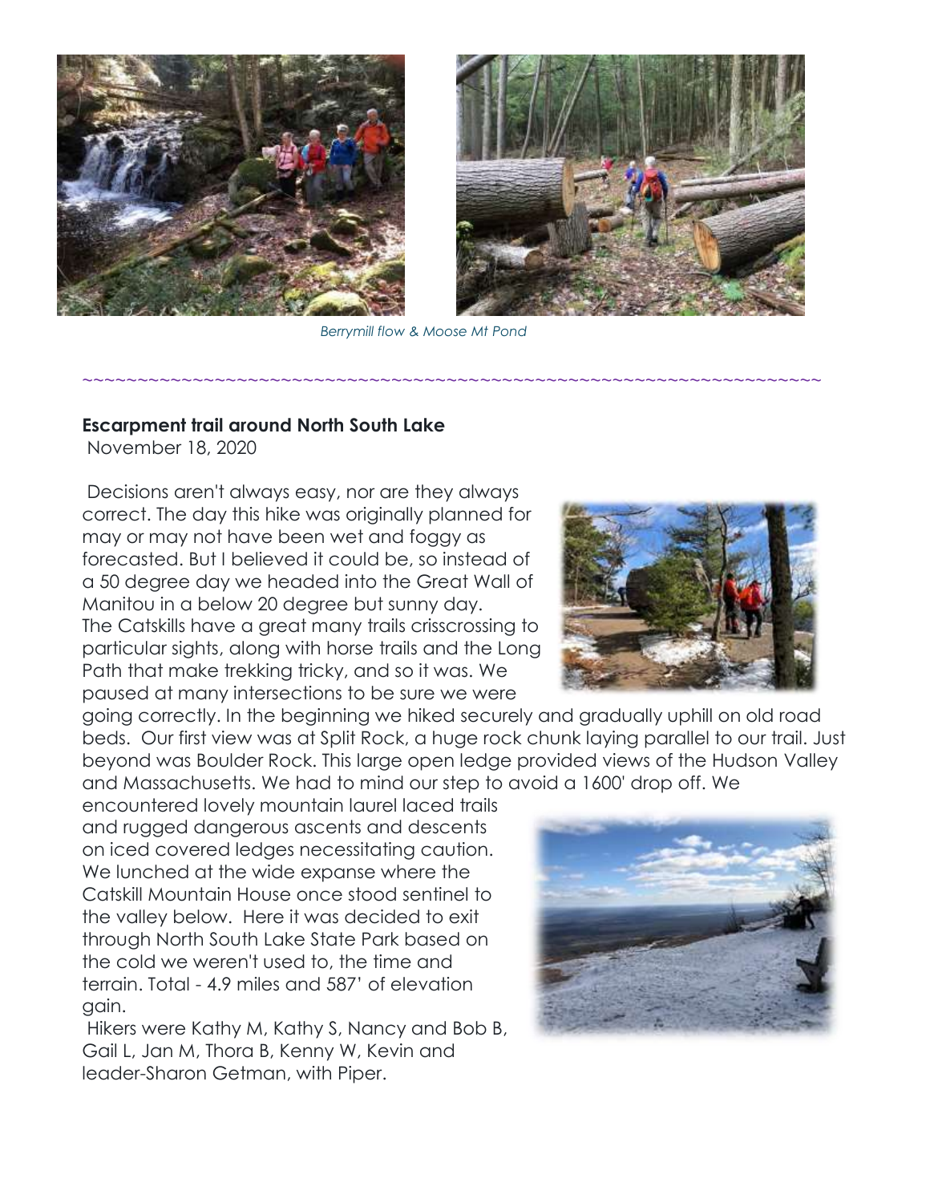*Berrymill flow & Moose Mt Pond*

~~~~~~~~~~~~~~~~~~~~~~~~~~~~~~~~~~~~~~~~~~~~~~~~~~~~~~~~~~~~~~~~~~~~~~~~~~

**Escarpment trail around North South Lake**
November 18, 2020

Decisions aren't always easy, nor are they always correct. The day this hike was originally planned for may or may not have been wet and foggy as forecasted. But I believed it could be, so instead of a 50 degree day we headed into the Great Wall of Manitou in a below 20 degree but sunny day. The Catskills have a great many trails crisscrossing to particular sights, along with horse trails and the Long Path that make trekking tricky, and so it was. We paused at many intersections to be sure we were going correctly. In the beginning we hiked securely and gradually uphill on old road beds. Our first view was at Split Rock, a huge rock chunk laying parallel to our trail. Just beyond was Boulder Rock. This large open ledge provided views of the Hudson Valley and Massachusetts. We had to mind our step to avoid a 1600' drop off. We encountered lovely mountain laurel laced trails and rugged dangerous ascents and descents on iced covered ledges necessitating caution. We lunched at the wide expanse where the Catskill Mountain House once stood sentinel to the valley below. Here it was decided to exit through North South Lake State Park based on the cold we weren't used to, the time and terrain. Total - 4.9 miles and 587' of elevation gain.

Hikers were Kathy M, Kathy S, Nancy and Bob B, Gail L, Jan M, Thora B, Kenny W, Kevin and leader-Sharon Getman, with Piper.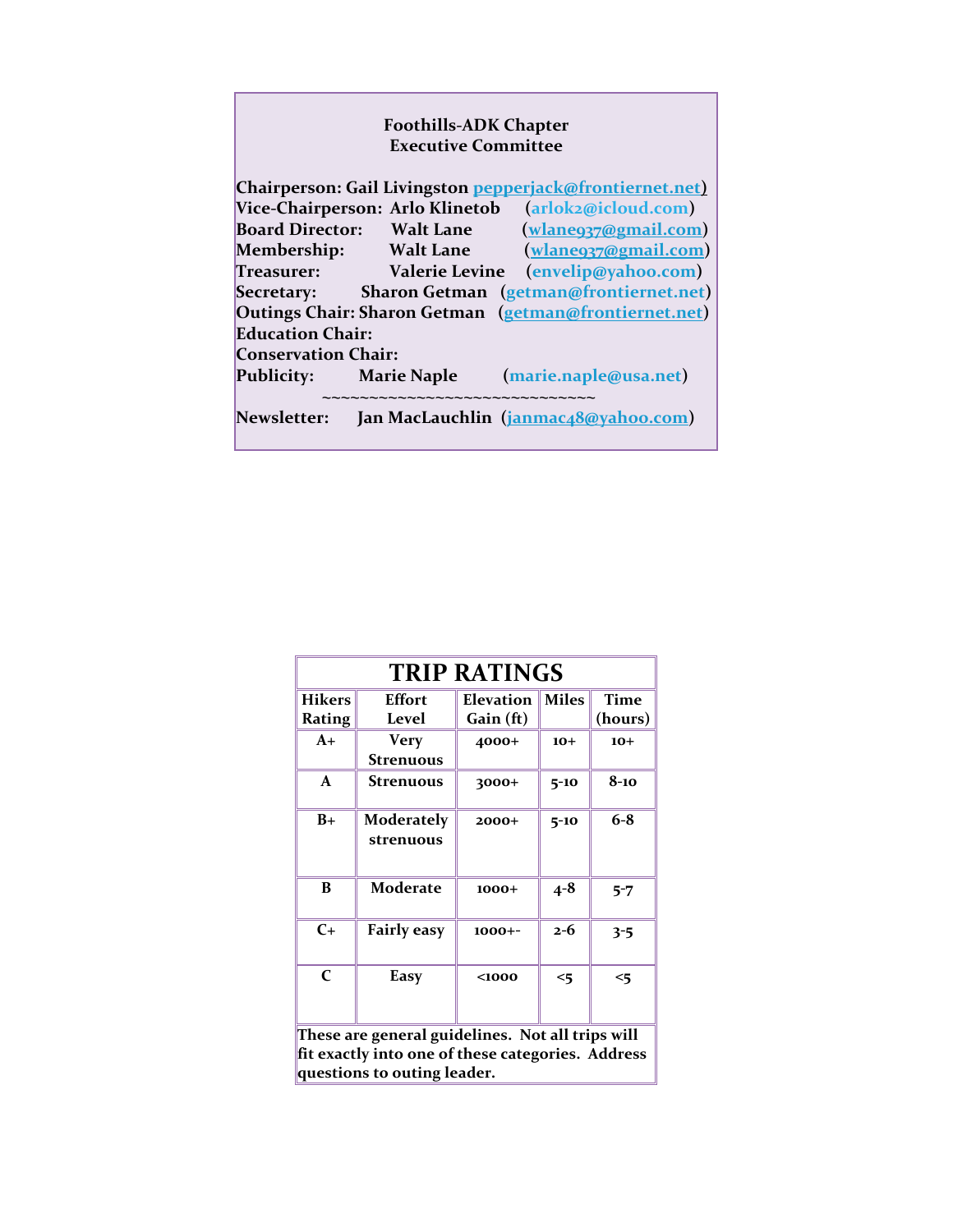**Foothills-ADK Chapter**
**Executive Committee**

**Chairperson: Gail Livingston** pepperjack@frontiernet.net)
**Vice-Chairperson: Arlo Klinetob** (arlok2@icloud.com)
**Board Director: Walt Lane** (wlane937@gmail.com)
**Membership: Walt Lane** (wlane937@gmail.com)
**Treasurer: Valerie Levine** (envelip@yahoo.com)
**Secretary: Sharon Getman** (getman@frontiernet.net)
**Outings Chair: Sharon Getman** (getman@frontiernet.net)
**Education Chair:**
**Conservation Chair:**
**Publicity: Marie Naple** (marie.naple@usa.net)

~~~~~~~~~~~~~~~~~~~~~~~~~~~~~~

**Newsletter: Jan MacLauchlin** (janmac48@yahoo.com)

| TRIP RATINGS | | | | |
|---|---|---|---|---|
| **Hikers Rating** | **Effort Level** | **Elevation Gain (ft)** | **Miles** | **Time (hours)** |
| A+ | Very Strenuous | 4000+ | 10+ | 10+ |
| A | Strenuous | 3000+ | 5-10 | 8-10 |
| B+ | Moderately strenuous | 2000+ | 5-10 | 6-8 |
| B | Moderate | 1000+ | 4-8 | 5-7 |
| C+ | Fairly easy | 1000+- | 2-6 | 3-5 |
| C | Easy | <1000 | <5 | <5 |

**These are general guidelines. Not all trips will fit exactly into one of these categories. Address questions to outing leader.**